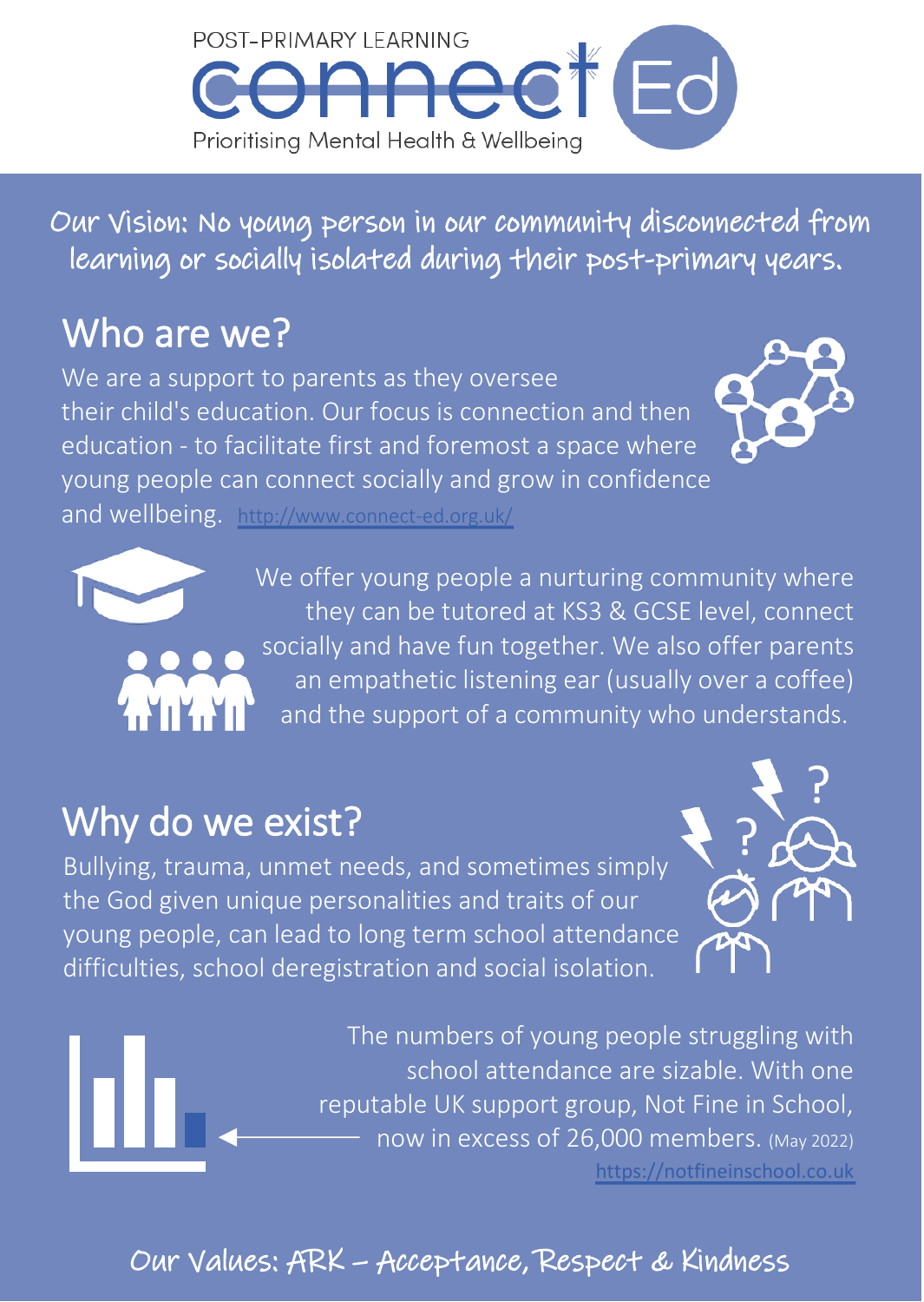POST-PRIMARY LEARNING

# connect Ed

Prioritising Mental Health & Wellbeing

**Our Vision: No young person in our community disconnected from learning or socially isolated during their post-primary years.**

## Who are we?

We are a support to parents as they oversee their child's education. Our focus is connection and then education - to facilitate first and foremost a space where young people can connect socially and grow in confidence and wellbeing. http://www.connect-ed.org.uk/

We offer young people a nurturing community where they can be tutored at KS3 & GCSE level, connect socially and have fun together. We also offer parents an empathetic listening ear (usually over a coffee) and the support of a community who understands.

## Why do we exist?

Bullying, trauma, unmet needs, and sometimes simply the God given unique personalities and traits of our young people, can lead to long term school attendance difficulties, school deregistration and social isolation.

The numbers of young people struggling with school attendance are sizable. With one reputable UK support group, Not Fine in School, now in excess of 26,000 members. (May 2022) https://notfineinschool.co.uk

**Our Values: ARK – Acceptance, Respect & Kindness**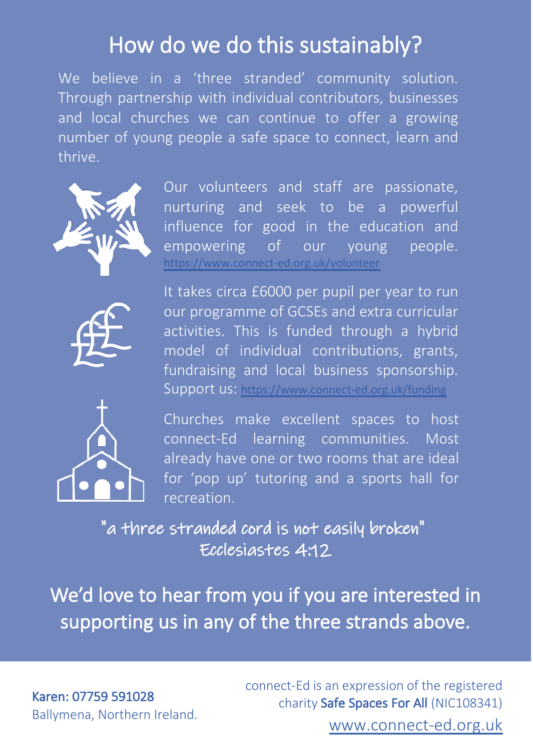# How do we do this sustainably?

We believe in a 'three stranded' community solution. Through partnership with individual contributors, businesses and local churches we can continue to offer a growing number of young people a safe space to connect, learn and thrive.

Our volunteers and staff are passionate, nurturing and seek to be a powerful influence for good in the education and empowering of our young people. https://www.connect-ed.org.uk/volunteer

It takes circa £6000 per pupil per year to run our programme of GCSEs and extra curricular activities. This is funded through a hybrid model of individual contributions, grants, fundraising and local business sponsorship. Support us: https://www.connect-ed.org.uk/funding

Churches make excellent spaces to host connect-Ed learning communities. Most already have one or two rooms that are ideal for 'pop up' tutoring and a sports hall for recreation.

"a three stranded cord is not easily broken"
Ecclesiastes 4:12

## We'd love to hear from you if you are interested in supporting us in any of the three strands above.

Karen: 07759 591028
Ballymena, Northern Ireland.

connect-Ed is an expression of the registered charity Safe Spaces For All (NIC108341)

www.connect-ed.org.uk